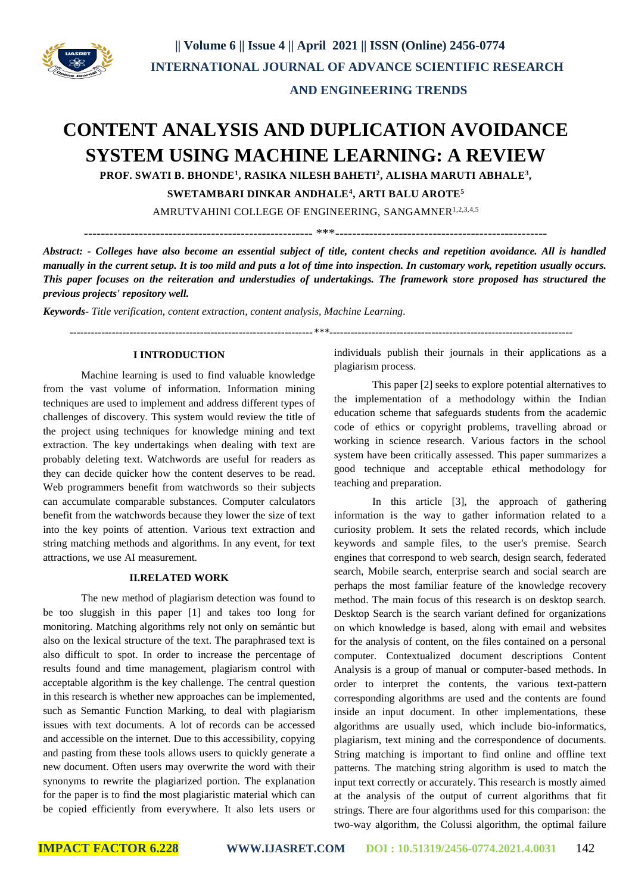# CONTENT ANALYSIS AND DUPLICATION AVOIDANCE SYSTEM USING MACHINE LEARNING: A REVIEW

**PROF. SWATI B. BHONDE[1], RASIKA NILESH BAHETI[2], ALISHA MARUTI ABHALE[3], SWETAMBARI DINKAR ANDHALE[4], ARTI BALU AROTE[5]**

AMRUTVAHINI COLLEGE OF ENGINEERING, SANGAMNER[1,2,3,4,5]

---

***Abstract: - Colleges have also become an essential subject of title, content checks and repetition avoidance. All is handled manually in the current setup. It is too mild and puts a lot of time into inspection. In customary work, repetition usually occurs. This paper focuses on the reiteration and understudies of undertakings. The framework store proposed has structured the previous projects' repository well.***

***Keywords-*** *Title verification, content extraction, content analysis, Machine Learning.*

---

## I INTRODUCTION

Machine learning is used to find valuable knowledge from the vast volume of information. Information mining techniques are used to implement and address different types of challenges of discovery. This system would review the title of the project using techniques for knowledge mining and text extraction. The key undertakings when dealing with text are probably deleting text. Watchwords are useful for readers as they can decide quicker how the content deserves to be read. Web programmers benefit from watchwords so their subjects can accumulate comparable substances. Computer calculators benefit from the watchwords because they lower the size of text into the key points of attention. Various text extraction and string matching methods and algorithms. In any event, for text attractions, we use AI measurement.

## II.RELATED WORK

The new method of plagiarism detection was found to be too sluggish in this paper [1] and takes too long for monitoring. Matching algorithms rely not only on semántic but also on the lexical structure of the text. The paraphrased text is also difficult to spot. In order to increase the percentage of results found and time management, plagiarism control with acceptable algorithm is the key challenge. The central question in this research is whether new approaches can be implemented, such as Semantic Function Marking, to deal with plagiarism issues with text documents. A lot of records can be accessed and accessible on the internet. Due to this accessibility, copying and pasting from these tools allows users to quickly generate a new document. Often users may overwrite the word with their synonyms to rewrite the plagiarized portion. The explanation for the paper is to find the most plagiaristic material which can be copied efficiently from everywhere. It also lets users or individuals publish their journals in their applications as a plagiarism process.

This paper [2] seeks to explore potential alternatives to the implementation of a methodology within the Indian education scheme that safeguards students from the academic code of ethics or copyright problems, travelling abroad or working in science research. Various factors in the school system have been critically assessed. This paper summarizes a good technique and acceptable ethical methodology for teaching and preparation.

In this article [3], the approach of gathering information is the way to gather information related to a curiosity problem. It sets the related records, which include keywords and sample files, to the user's premise. Search engines that correspond to web search, design search, federated search, Mobile search, enterprise search and social search are perhaps the most familiar feature of the knowledge recovery method. The main focus of this research is on desktop search. Desktop Search is the search variant defined for organizations on which knowledge is based, along with email and websites for the analysis of content, on the files contained on a personal computer. Contextualized document descriptions Content Analysis is a group of manual or computer-based methods. In order to interpret the contents, the various text-pattern corresponding algorithms are used and the contents are found inside an input document. In other implementations, these algorithms are usually used, which include bio-informatics, plagiarism, text mining and the correspondence of documents. String matching is important to find online and offline text patterns. The matching string algorithm is used to match the input text correctly or accurately. This research is mostly aimed at the analysis of the output of current algorithms that fit strings. There are four algorithms used for this comparison: the two-way algorithm, the Colussi algorithm, the optimal failure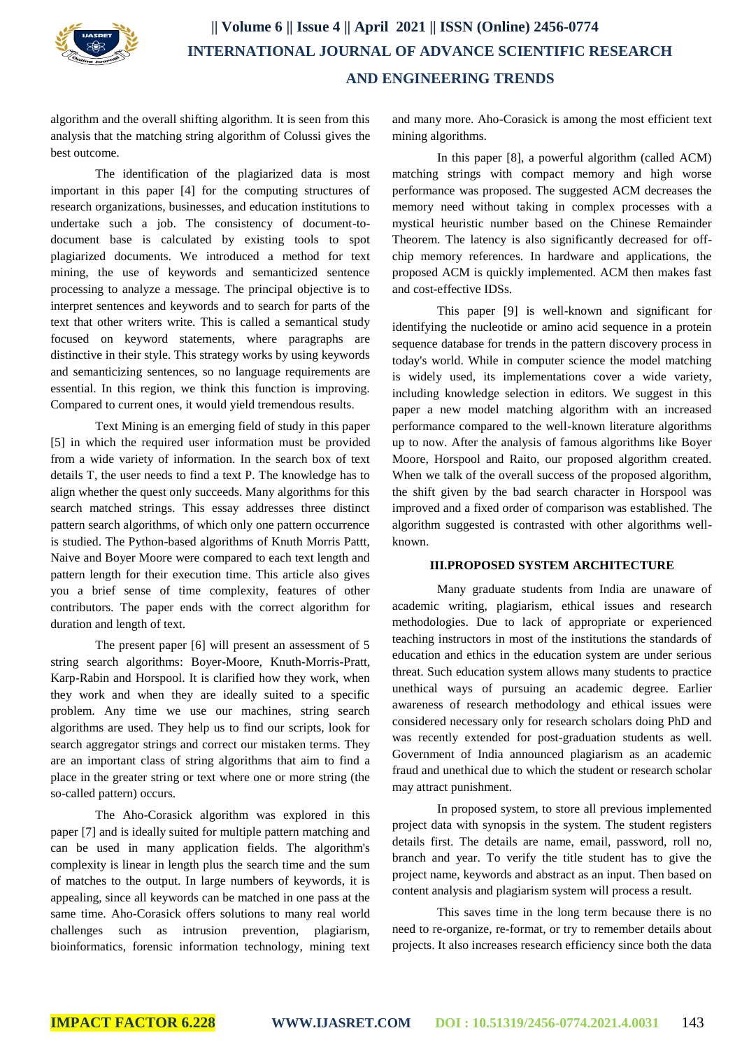algorithm and the overall shifting algorithm. It is seen from this analysis that the matching string algorithm of Colussi gives the best outcome.

The identification of the plagiarized data is most important in this paper [4] for the computing structures of research organizations, businesses, and education institutions to undertake such a job. The consistency of document-to-document base is calculated by existing tools to spot plagiarized documents. We introduced a method for text mining, the use of keywords and semanticized sentence processing to analyze a message. The principal objective is to interpret sentences and keywords and to search for parts of the text that other writers write. This is called a semantical study focused on keyword statements, where paragraphs are distinctive in their style. This strategy works by using keywords and semanticizing sentences, so no language requirements are essential. In this region, we think this function is improving. Compared to current ones, it would yield tremendous results.

Text Mining is an emerging field of study in this paper [5] in which the required user information must be provided from a wide variety of information. In the search box of text details T, the user needs to find a text P. The knowledge has to align whether the quest only succeeds. Many algorithms for this search matched strings. This essay addresses three distinct pattern search algorithms, of which only one pattern occurrence is studied. The Python-based algorithms of Knuth Morris Pattt, Naive and Boyer Moore were compared to each text length and pattern length for their execution time. This article also gives you a brief sense of time complexity, features of other contributors. The paper ends with the correct algorithm for duration and length of text.

The present paper [6] will present an assessment of 5 string search algorithms: Boyer-Moore, Knuth-Morris-Pratt, Karp-Rabin and Horspool. It is clarified how they work, when they work and when they are ideally suited to a specific problem. Any time we use our machines, string search algorithms are used. They help us to find our scripts, look for search aggregator strings and correct our mistaken terms. They are an important class of string algorithms that aim to find a place in the greater string or text where one or more string (the so-called pattern) occurs.

The Aho-Corasick algorithm was explored in this paper [7] and is ideally suited for multiple pattern matching and can be used in many application fields. The algorithm's complexity is linear in length plus the search time and the sum of matches to the output. In large numbers of keywords, it is appealing, since all keywords can be matched in one pass at the same time. Aho-Corasick offers solutions to many real world challenges such as intrusion prevention, plagiarism, bioinformatics, forensic information technology, mining text and many more. Aho-Corasick is among the most efficient text mining algorithms.

In this paper [8], a powerful algorithm (called ACM) matching strings with compact memory and high worse performance was proposed. The suggested ACM decreases the memory need without taking in complex processes with a mystical heuristic number based on the Chinese Remainder Theorem. The latency is also significantly decreased for off-chip memory references. In hardware and applications, the proposed ACM is quickly implemented. ACM then makes fast and cost-effective IDSs.

This paper [9] is well-known and significant for identifying the nucleotide or amino acid sequence in a protein sequence database for trends in the pattern discovery process in today's world. While in computer science the model matching is widely used, its implementations cover a wide variety, including knowledge selection in editors. We suggest in this paper a new model matching algorithm with an increased performance compared to the well-known literature algorithms up to now. After the analysis of famous algorithms like Boyer Moore, Horspool and Raito, our proposed algorithm created. When we talk of the overall success of the proposed algorithm, the shift given by the bad search character in Horspool was improved and a fixed order of comparison was established. The algorithm suggested is contrasted with other algorithms well-known.

## III.PROPOSED SYSTEM ARCHITECTURE

Many graduate students from India are unaware of academic writing, plagiarism, ethical issues and research methodologies. Due to lack of appropriate or experienced teaching instructors in most of the institutions the standards of education and ethics in the education system are under serious threat. Such education system allows many students to practice unethical ways of pursuing an academic degree. Earlier awareness of research methodology and ethical issues were considered necessary only for research scholars doing PhD and was recently extended for post-graduation students as well. Government of India announced plagiarism as an academic fraud and unethical due to which the student or research scholar may attract punishment.

In proposed system, to store all previous implemented project data with synopsis in the system. The student registers details first. The details are name, email, password, roll no, branch and year. To verify the title student has to give the project name, keywords and abstract as an input. Then based on content analysis and plagiarism system will process a result.

This saves time in the long term because there is no need to re-organize, re-format, or try to remember details about projects. It also increases research efficiency since both the data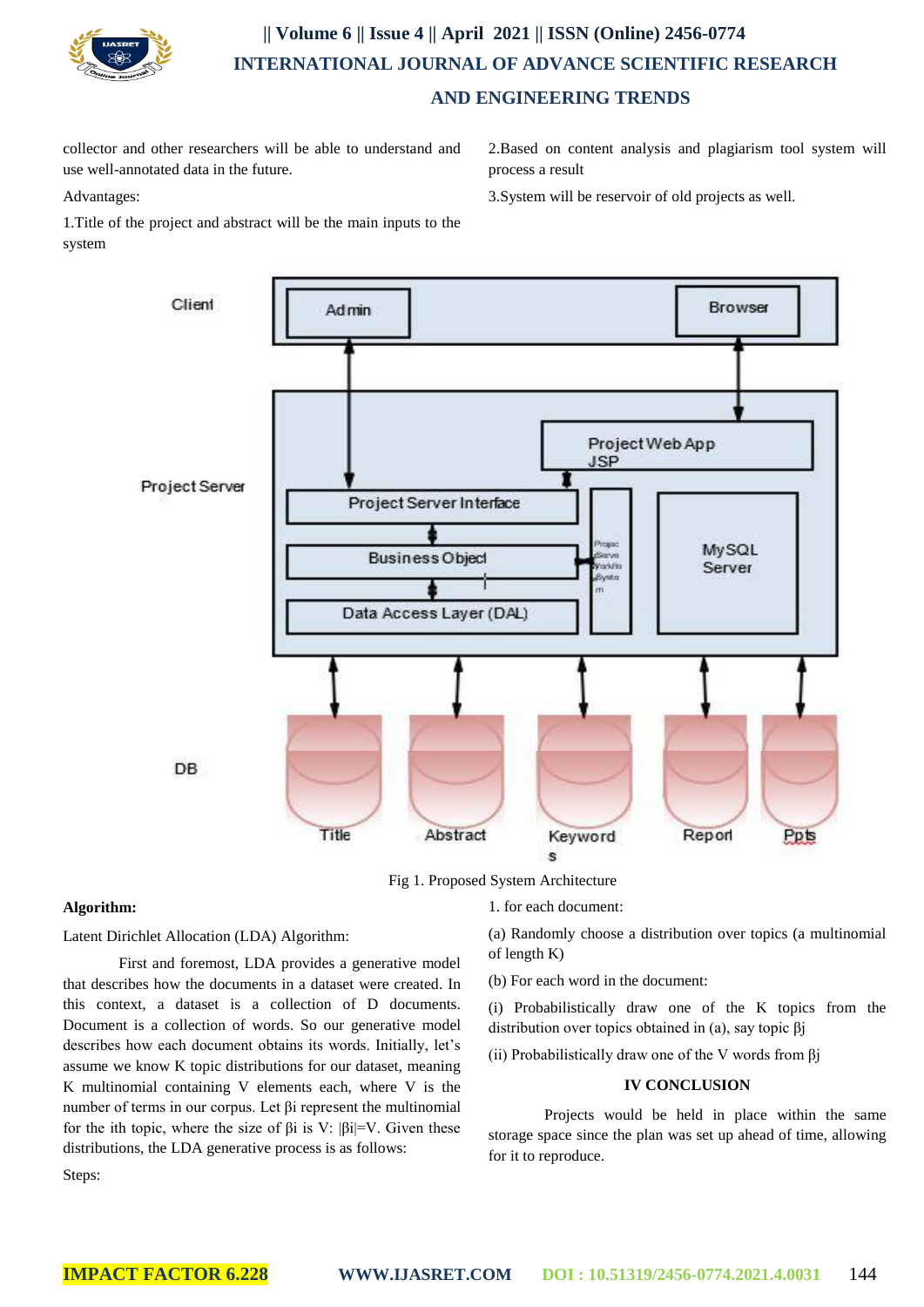collector and other researchers will be able to understand and use well-annotated data in the future.

Advantages:

1.Title of the project and abstract will be the main inputs to the system

2.Based on content analysis and plagiarism tool system will process a result

3.System will be reservoir of old projects as well.

Fig 1. Proposed System Architecture

**Algorithm:**

Latent Dirichlet Allocation (LDA) Algorithm:

First and foremost, LDA provides a generative model that describes how the documents in a dataset were created. In this context, a dataset is a collection of D documents. Document is a collection of words. So our generative model describes how each document obtains its words. Initially, let's assume we know K topic distributions for our dataset, meaning K multinomial containing V elements each, where V is the number of terms in our corpus. Let $\beta i$ represent the multinomial for the ith topic, where the size of $\beta i$ is V: $|\beta i|=V$. Given these distributions, the LDA generative process is as follows:

Steps:

1. for each document:

(a) Randomly choose a distribution over topics (a multinomial of length K)

(b) For each word in the document:

(i) Probabilistically draw one of the K topics from the distribution over topics obtained in (a), say topic $\beta j$

(ii) Probabilistically draw one of the V words from $\beta j$

## IV CONCLUSION

Projects would be held in place within the same storage space since the plan was set up ahead of time, allowing for it to reproduce.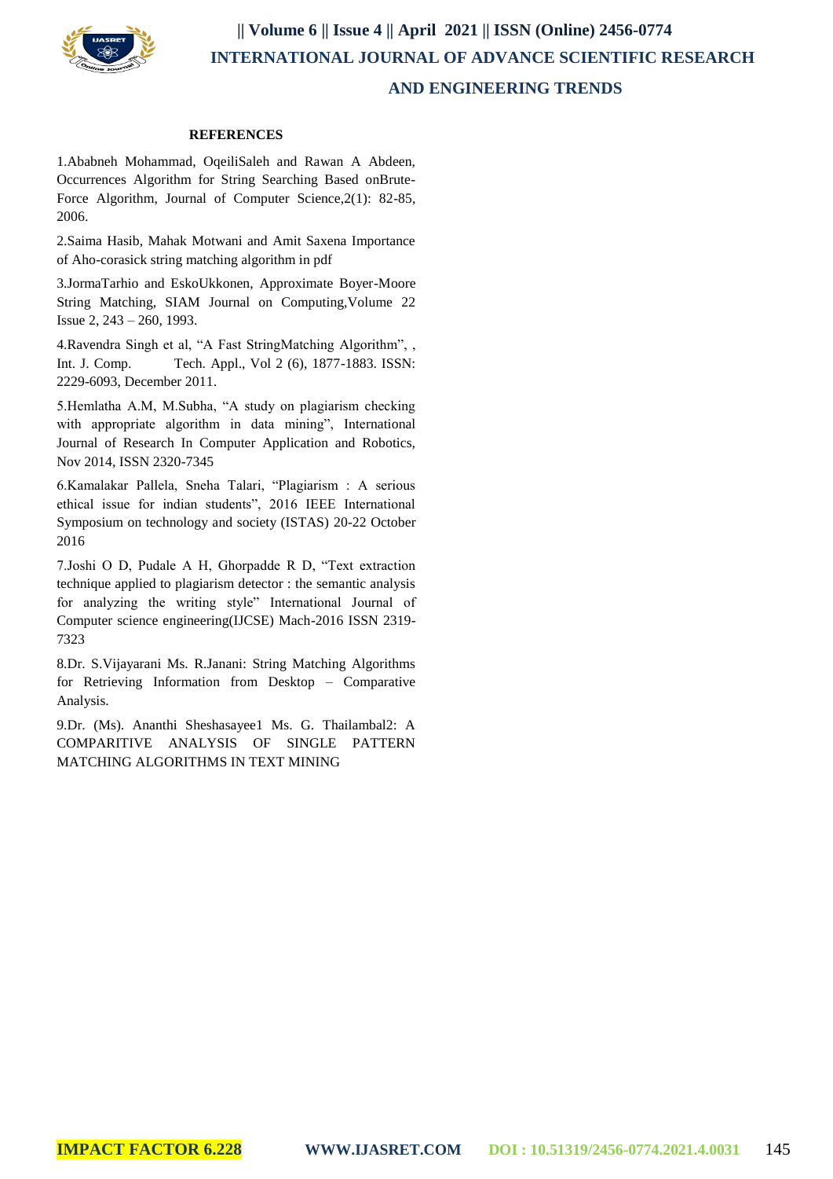## REFERENCES

1.Ababneh Mohammad, OqeiliSaleh and Rawan A Abdeen, Occurrences Algorithm for String Searching Based onBrute-Force Algorithm, Journal of Computer Science,2(1): 82-85, 2006.

2.Saima Hasib, Mahak Motwani and Amit Saxena Importance of Aho-corasick string matching algorithm in pdf

3.JormaTarhio and EskoUkkonen, Approximate Boyer-Moore String Matching, SIAM Journal on Computing,Volume 22 Issue 2, 243 – 260, 1993.

4.Ravendra Singh et al, "A Fast StringMatching Algorithm", , Int. J. Comp. Tech. Appl., Vol 2 (6), 1877-1883. ISSN: 2229-6093, December 2011.

5.Hemlatha A.M, M.Subha, "A study on plagiarism checking with appropriate algorithm in data mining", International Journal of Research In Computer Application and Robotics, Nov 2014, ISSN 2320-7345

6.Kamalakar Pallela, Sneha Talari, "Plagiarism : A serious ethical issue for indian students", 2016 IEEE International Symposium on technology and society (ISTAS) 20-22 October 2016

7.Joshi O D, Pudale A H, Ghorpadde R D, "Text extraction technique applied to plagiarism detector : the semantic analysis for analyzing the writing style" International Journal of Computer science engineering(IJCSE) Mach-2016 ISSN 2319-7323

8.Dr. S.Vijayarani Ms. R.Janani: String Matching Algorithms for Retrieving Information from Desktop – Comparative Analysis.

9.Dr. (Ms). Ananthi Sheshasayee1 Ms. G. Thailambal2: A COMPARITIVE ANALYSIS OF SINGLE PATTERN MATCHING ALGORITHMS IN TEXT MINING